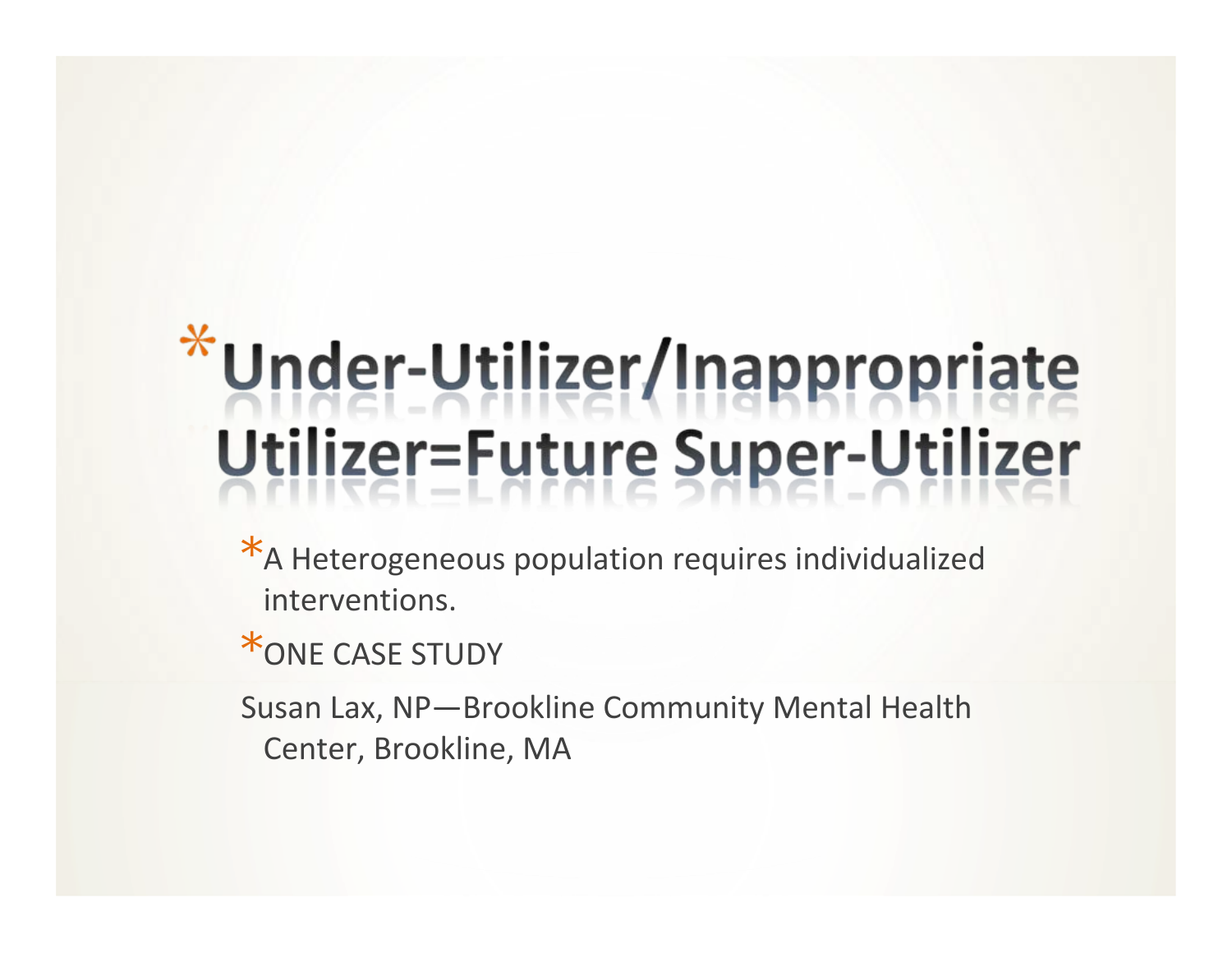# Under-Utilizer/Inappropriate Utilizer=Future Super-Utilizer

- A Heterogeneous population requires individualized interventions.
- ONE CASE STUDY

Susan Lax, NP—Brookline Community Mental Health Center, Brookline, MA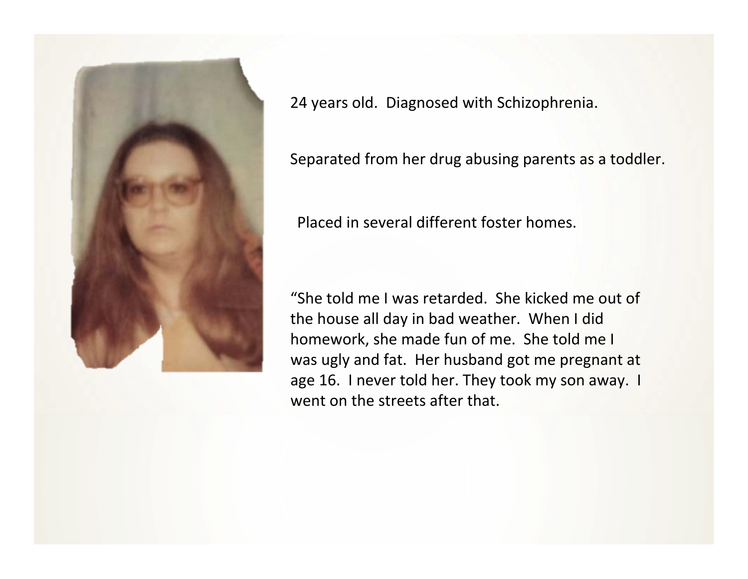24 years old. Diagnosed with Schizophrenia.

Separated from her drug abusing parents as a toddler.

Placed in several different foster homes.

"She told me I was retarded. She kicked me out of the house all day in bad weather. When I did homework, she made fun of me. She told me I was ugly and fat. Her husband got me pregnant at age 16. I never told her. They took my son away. I went on the streets after that.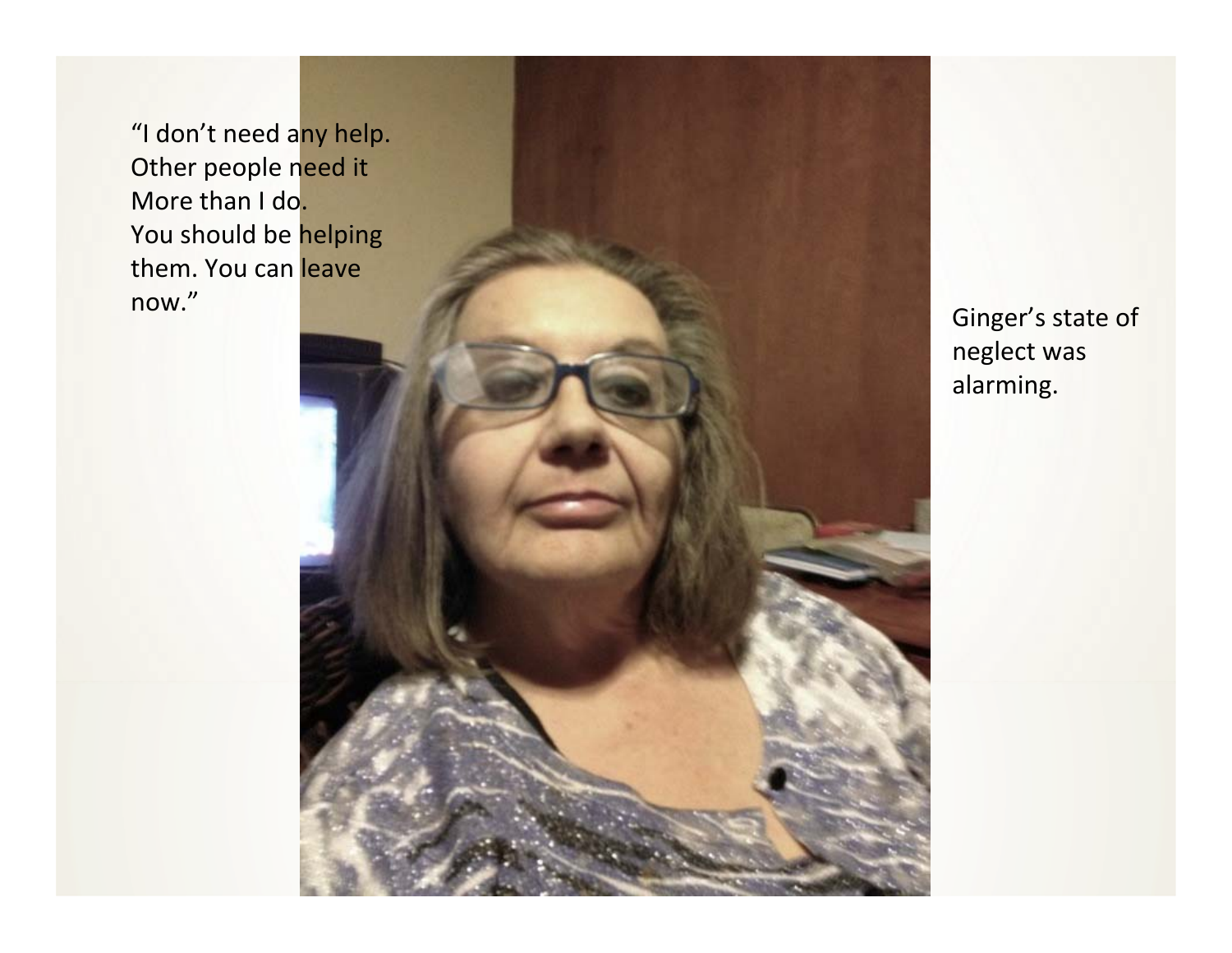"I don't need any help.
Other people need it
More than I do.
You should be helping
them. You can leave
now."

Ginger's state of
neglect was
alarming.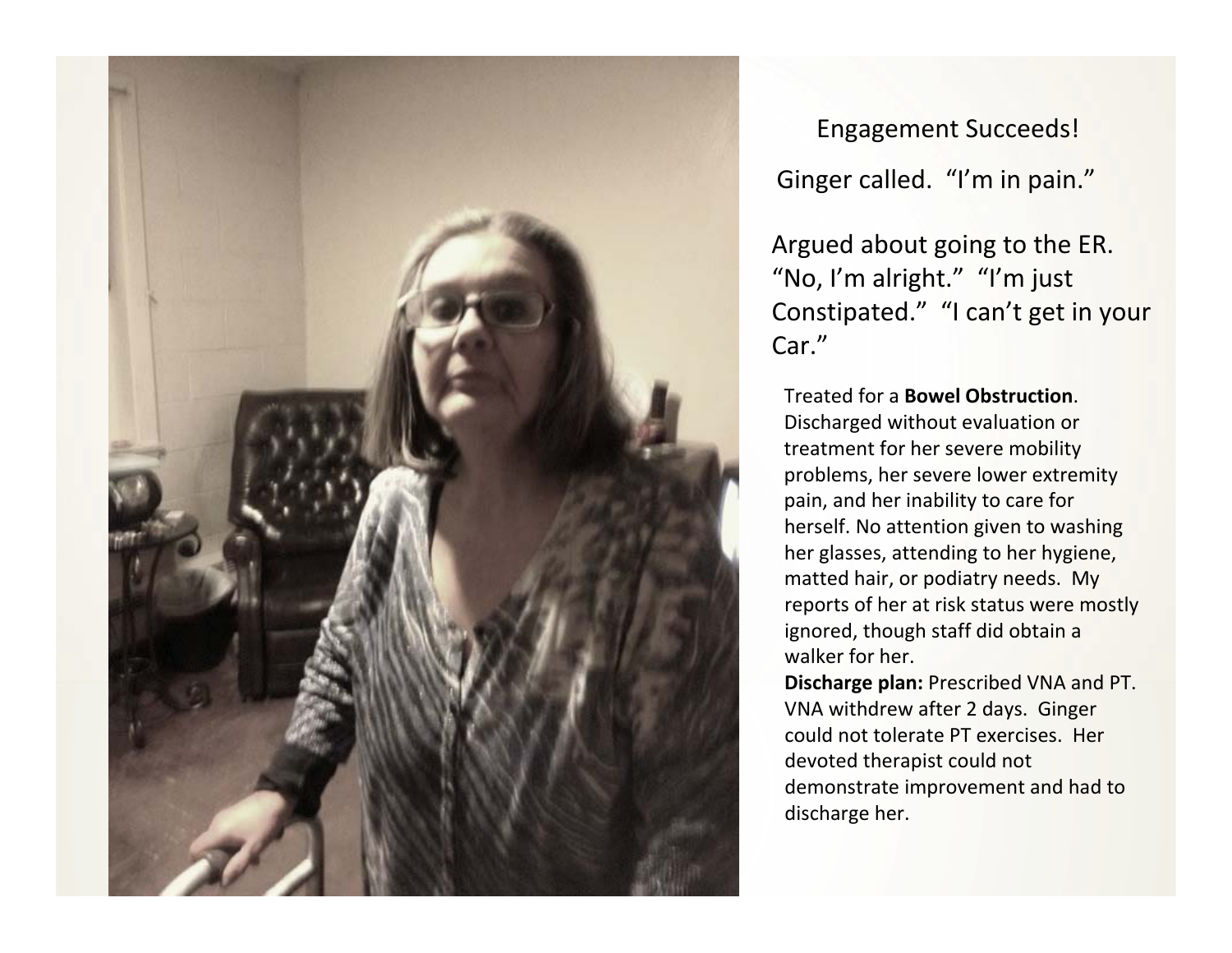## Engagement Succeeds!

Ginger called. "I'm in pain."

Argued about going to the ER. "No, I'm alright." "I'm just Constipated." "I can't get in your Car."

Treated for a **Bowel Obstruction**. Discharged without evaluation or treatment for her severe mobility problems, her severe lower extremity pain, and her inability to care for herself. No attention given to washing her glasses, attending to her hygiene, matted hair, or podiatry needs. My reports of her at risk status were mostly ignored, though staff did obtain a walker for her.

**Discharge plan:** Prescribed VNA and PT. VNA withdrew after 2 days. Ginger could not tolerate PT exercises. Her devoted therapist could not demonstrate improvement and had to discharge her.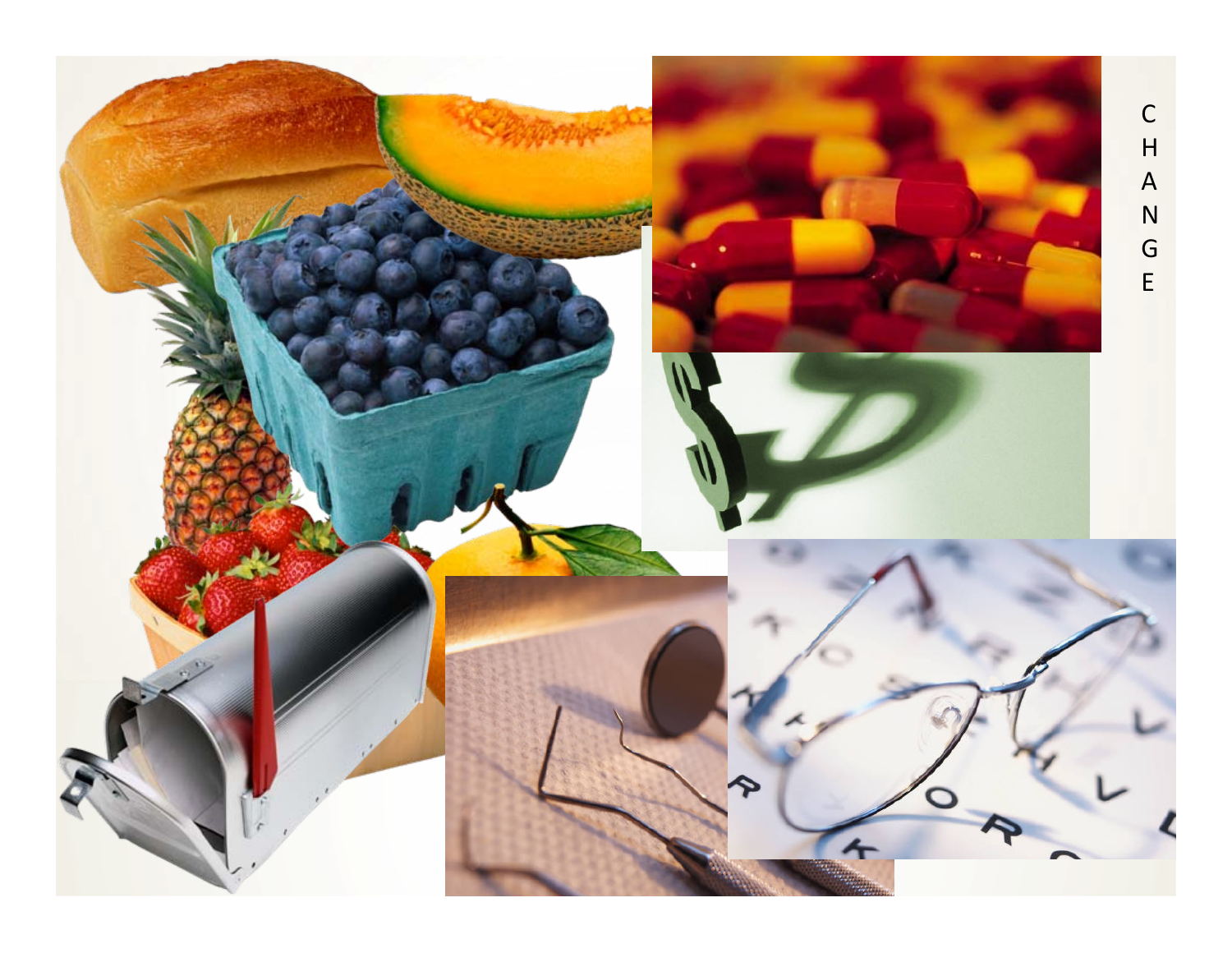CHANGE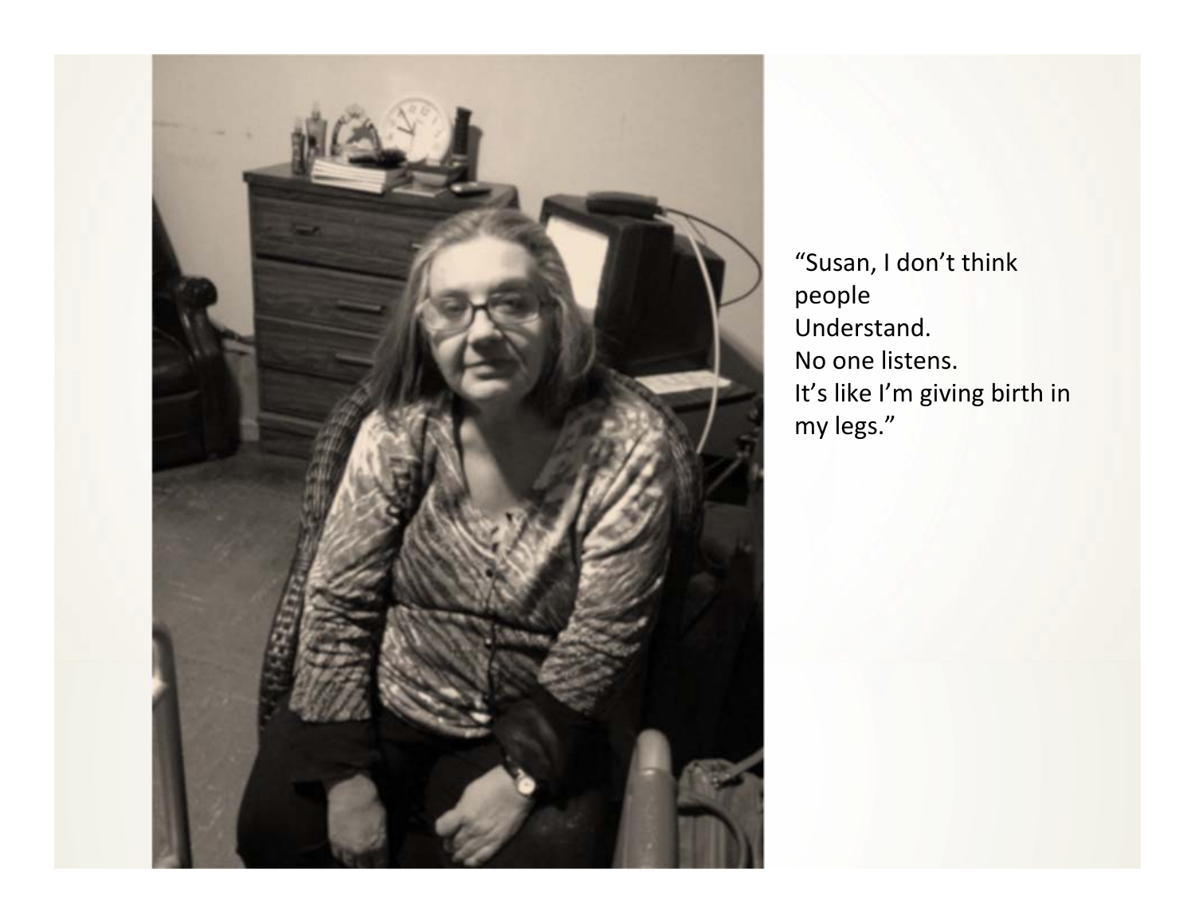"Susan, I don't think
people
Understand.
No one listens.
It's like I'm giving birth in
my legs."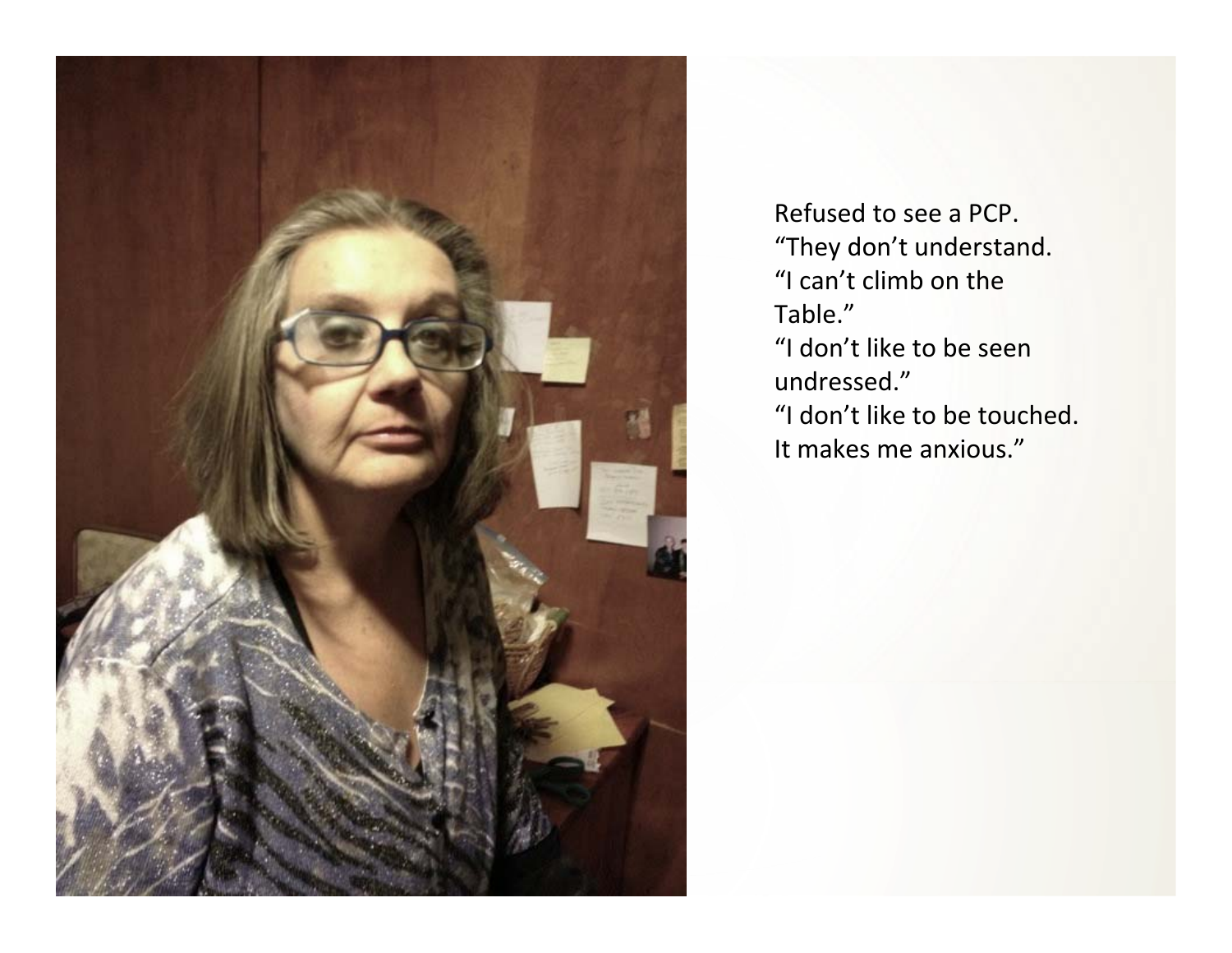Refused to see a PCP.
"They don't understand.
"I can't climb on the
Table."
"I don't like to be seen
undressed."
"I don't like to be touched.
It makes me anxious."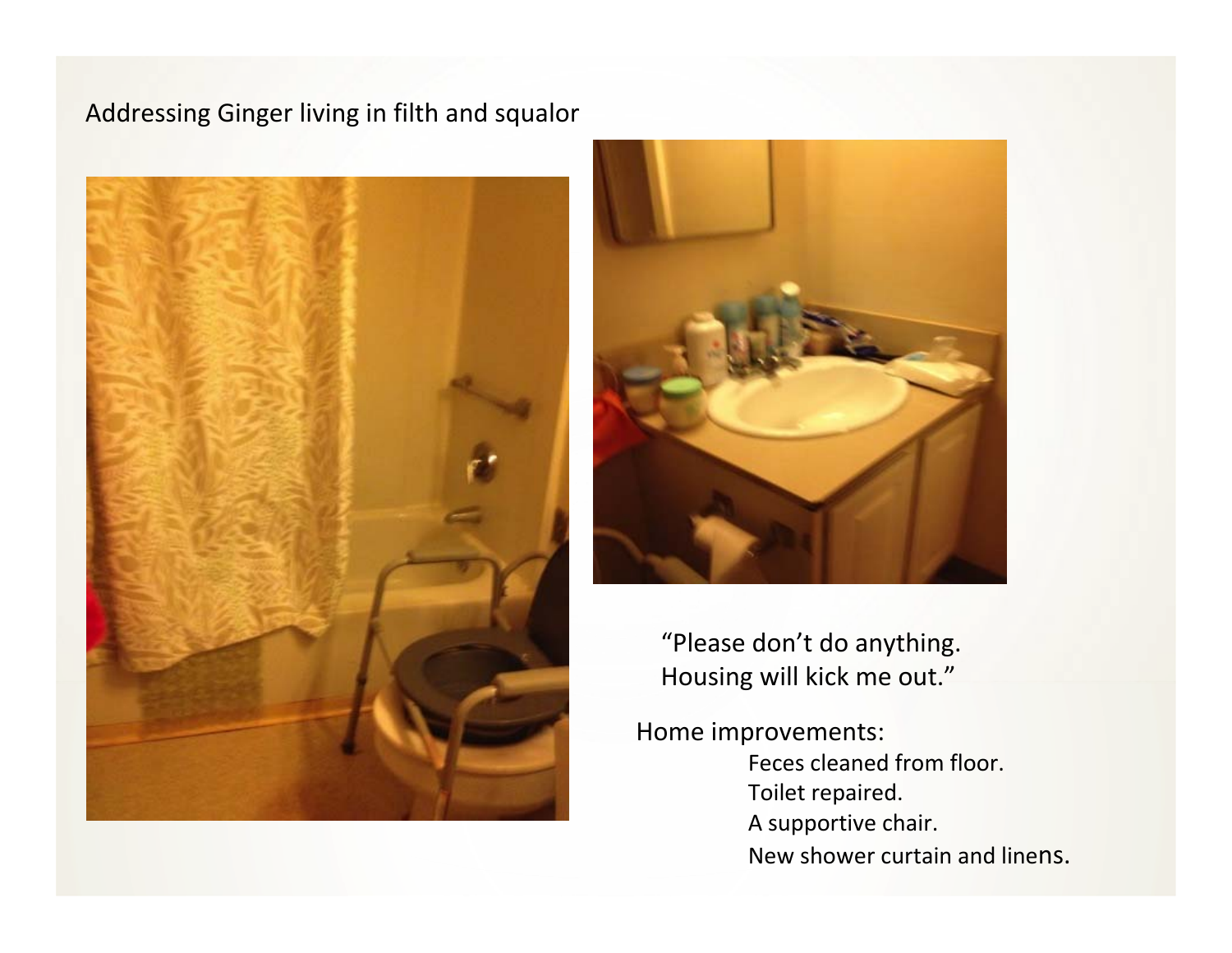Addressing Ginger living in filth and squalor

"Please don't do anything.
Housing will kick me out."

Home improvements:

- Feces cleaned from floor.
- Toilet repaired.
- A supportive chair.
- New shower curtain and linens.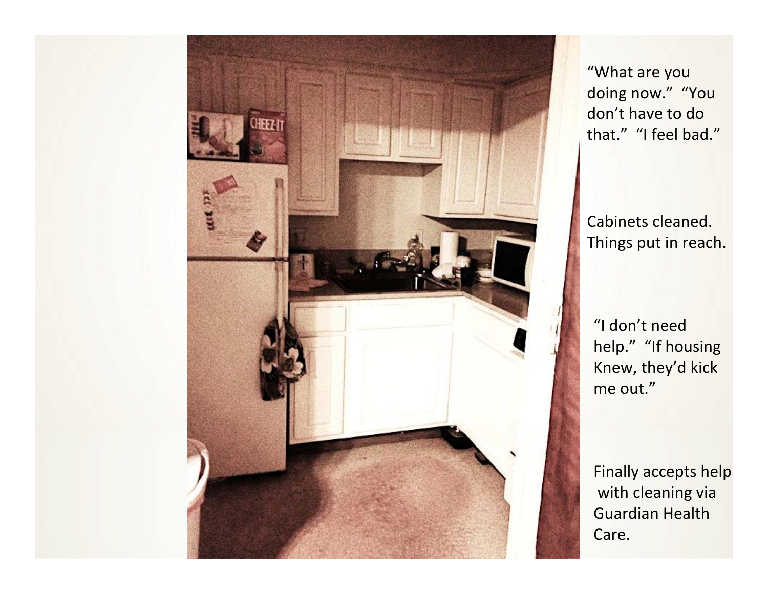"What are you doing now." "You don't have to do that." "I feel bad."

Cabinets cleaned. Things put in reach.

"I don't need help." "If housing Knew, they'd kick me out."

Finally accepts help with cleaning via Guardian Health Care.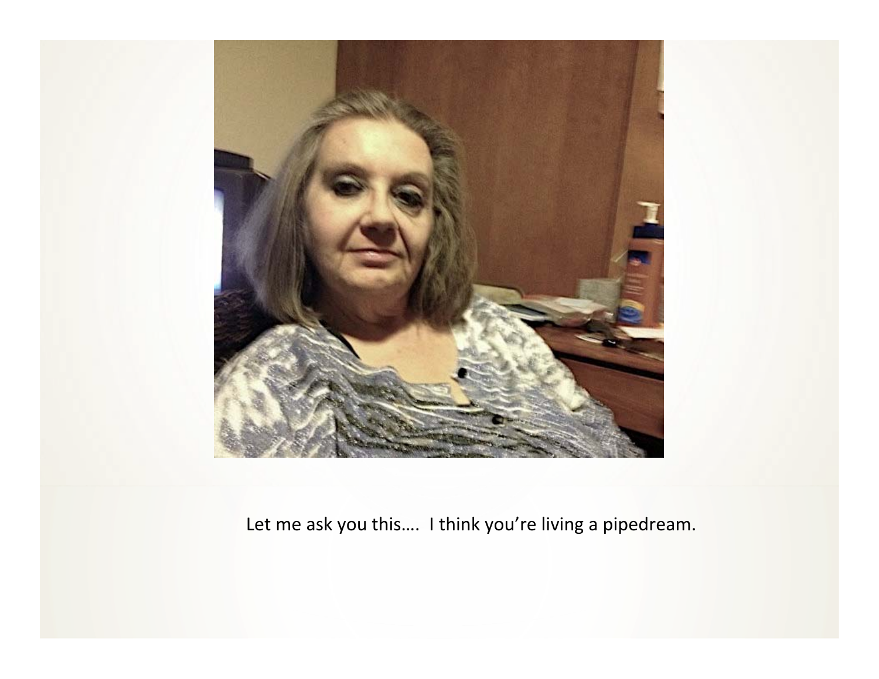Let me ask you this…. I think you're living a pipedream.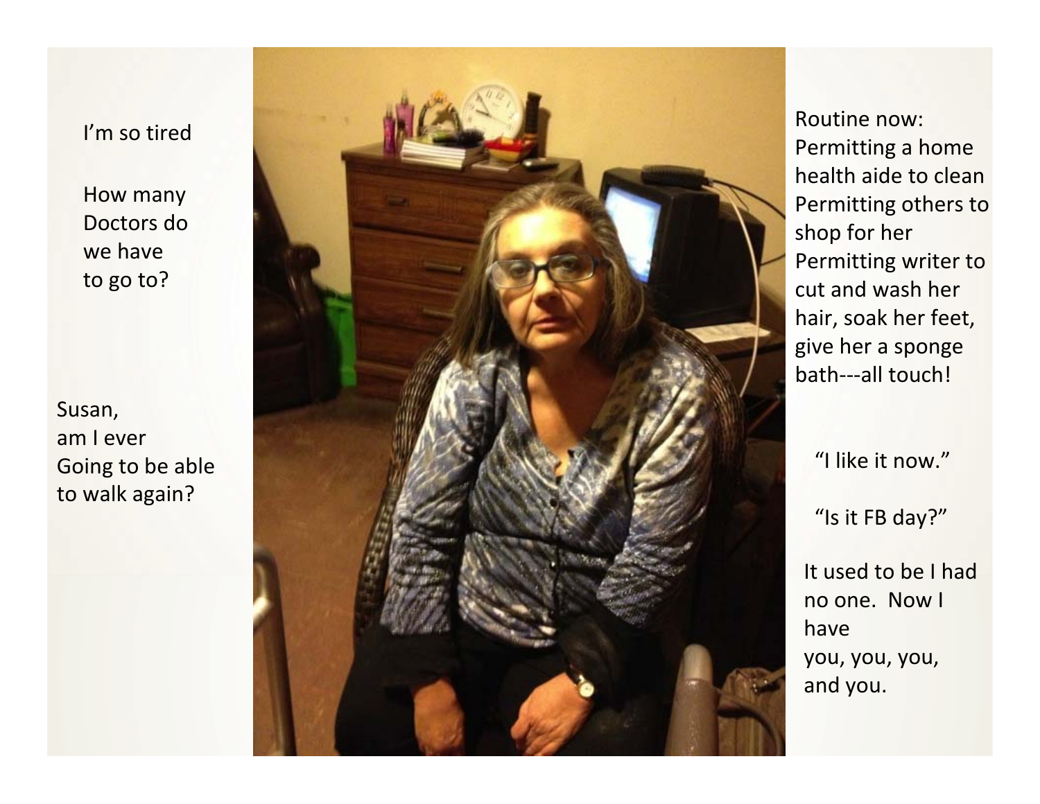I'm so tired

How many
Doctors do
we have
to go to?

Susan,
am I ever
Going to be able
to walk again?

Routine now:
Permitting a home health aide to clean
Permitting others to shop for her
Permitting writer to cut and wash her hair, soak her feet, give her a sponge bath---all touch!

"I like it now."

"Is it FB day?"

It used to be I had no one. Now I have
you, you, you,
and you.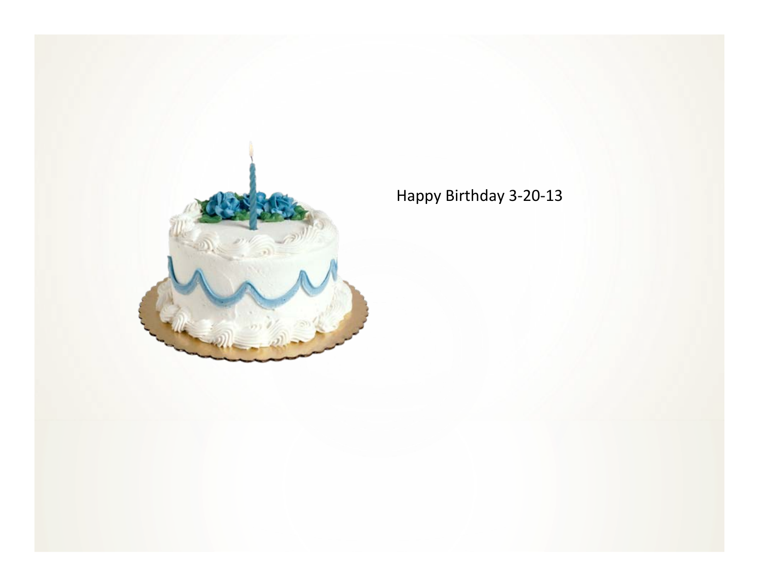Happy Birthday 3-20-13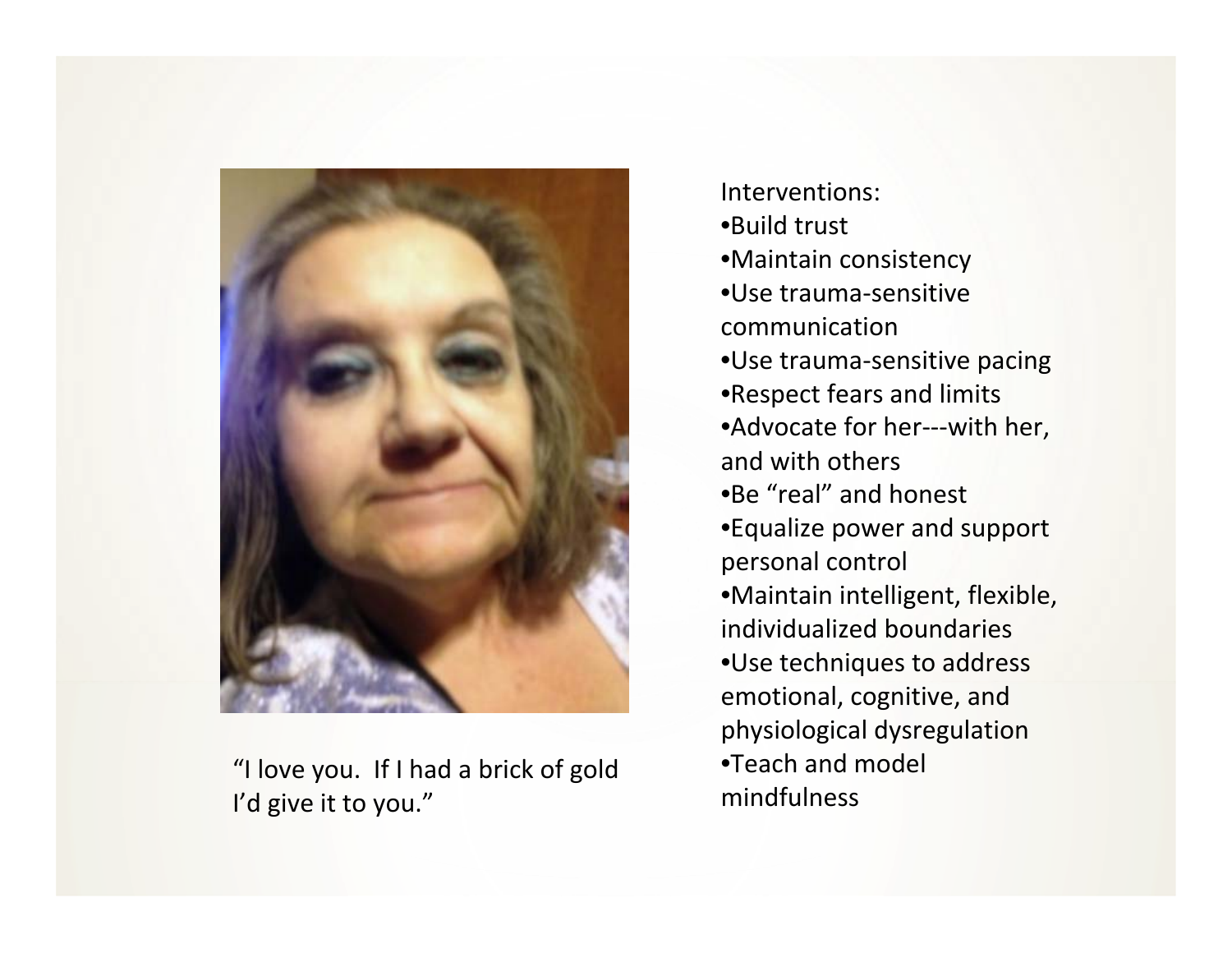"I love you. If I had a brick of gold I'd give it to you."

Interventions:

- Build trust
- Maintain consistency
- Use trauma-sensitive communication
- Use trauma-sensitive pacing
- Respect fears and limits
- Advocate for her---with her, and with others
- Be "real" and honest
- Equalize power and support personal control
- Maintain intelligent, flexible, individualized boundaries
- Use techniques to address emotional, cognitive, and physiological dysregulation
- Teach and model mindfulness